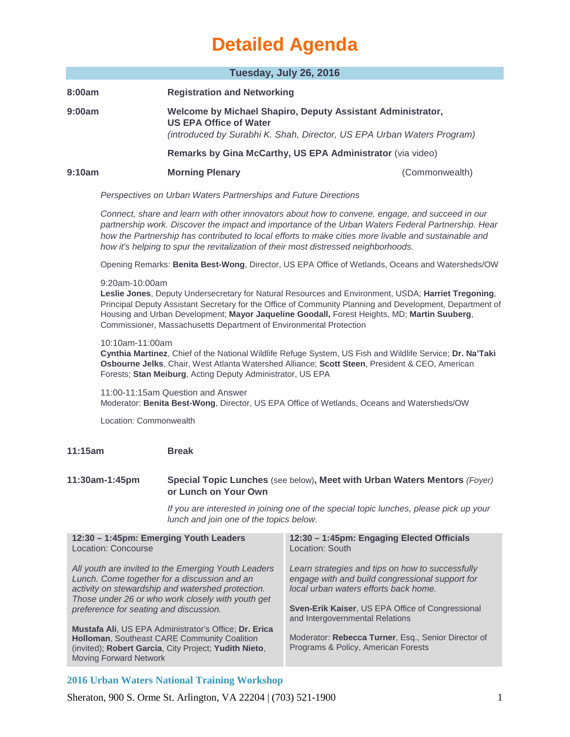# Detailed Agenda

## Tuesday, July 26, 2016

**8:00am** **Registration and Networking**

**9:00am** **Welcome by Michael Shapiro, Deputy Assistant Administrator, US EPA Office of Water**
*(introduced by Surabhi K. Shah, Director, US EPA Urban Waters Program)*

**Remarks by Gina McCarthy, US EPA Administrator** (via video)

**9:10am** **Morning Plenary** (Commonwealth)

*Perspectives on Urban Waters Partnerships and Future Directions*

*Connect, share and learn with other innovators about how to convene, engage, and succeed in our partnership work. Discover the impact and importance of the Urban Waters Federal Partnership. Hear how the Partnership has contributed to local efforts to make cities more livable and sustainable and how it's helping to spur the revitalization of their most distressed neighborhoods.*

Opening Remarks: **Benita Best-Wong**, Director, US EPA Office of Wetlands, Oceans and Watersheds/OW

9:20am-10:00am
**Leslie Jones**, Deputy Undersecretary for Natural Resources and Environment, USDA; **Harriet Tregoning**, Principal Deputy Assistant Secretary for the Office of Community Planning and Development, Department of Housing and Urban Development; **Mayor Jaqueline Goodall,** Forest Heights, MD; **Martin Suuberg**, Commissioner, Massachusetts Department of Environmental Protection

10:10am-11:00am
**Cynthia Martinez**, Chief of the National Wildlife Refuge System, US Fish and Wildlife Service; **Dr. Na'Taki Osbourne Jelks**, Chair, West Atlanta Watershed Alliance; **Scott Steen**, President & CEO, American Forests; **Stan Meiburg**, Acting Deputy Administrator, US EPA

11:00-11:15am Question and Answer
Moderator: **Benita Best-Wong**, Director, US EPA Office of Wetlands, Oceans and Watersheds/OW

Location: Commonwealth

**11:15am** **Break**

**11:30am-1:45pm** **Special Topic Lunches** (see below)**, Meet with Urban Waters Mentors** *(Foyer)* **or Lunch on Your Own**

*If you are interested in joining one of the special topic lunches, please pick up your lunch and join one of the topics below.*

**12:30 – 1:45pm: Emerging Youth Leaders**
Location: Concourse

*All youth are invited to the Emerging Youth Leaders Lunch. Come together for a discussion and an activity on stewardship and watershed protection. Those under 26 or who work closely with youth get preference for seating and discussion.*

**Mustafa Ali**, US EPA Administrator's Office; **Dr. Erica Holloman**, Southeast CARE Community Coalition (invited); **Robert Garcia**, City Project; **Yudith Nieto**, Moving Forward Network

**12:30 – 1:45pm: Engaging Elected Officials**
Location: South

*Learn strategies and tips on how to successfully engage with and build congressional support for local urban waters efforts back home.*

**Sven-Erik Kaiser**, US EPA Office of Congressional and Intergovernmental Relations

Moderator: **Rebecca Turner**, Esq., Senior Director of Programs & Policy, American Forests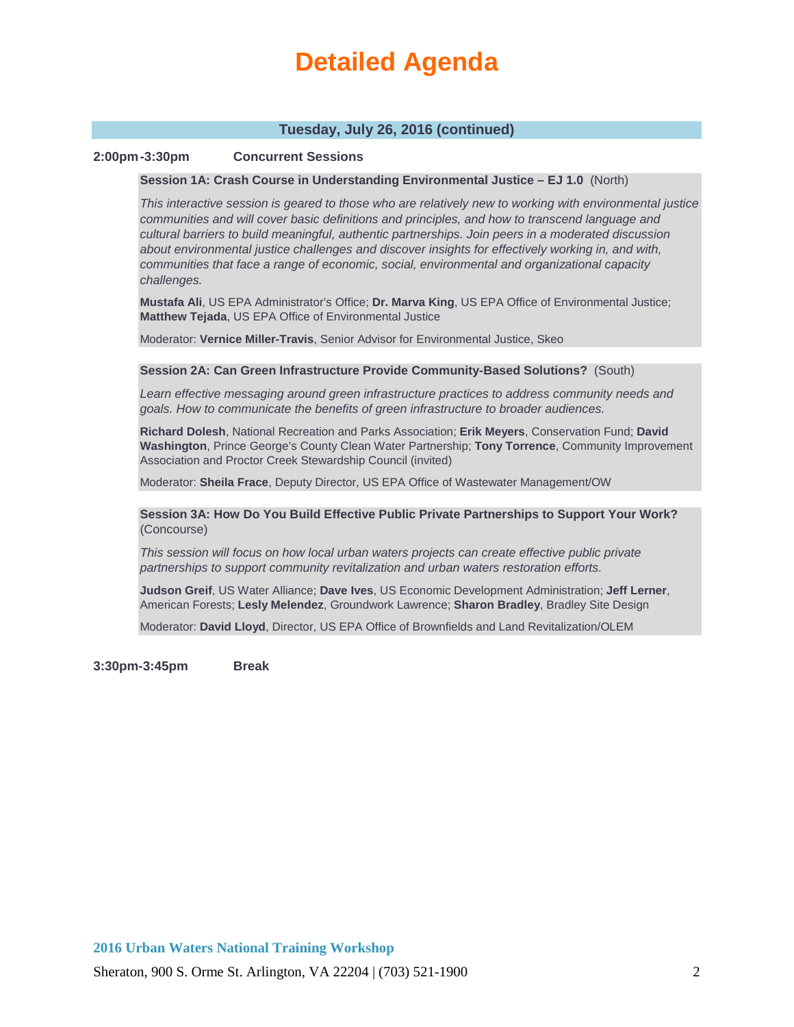# Detailed Agenda

## Tuesday, July 26, 2016 (continued)

**2:00pm-3:30pm Concurrent Sessions**

**Session 1A: Crash Course in Understanding Environmental Justice – EJ 1.0** (North)

*This interactive session is geared to those who are relatively new to working with environmental justice communities and will cover basic definitions and principles, and how to transcend language and cultural barriers to build meaningful, authentic partnerships. Join peers in a moderated discussion about environmental justice challenges and discover insights for effectively working in, and with, communities that face a range of economic, social, environmental and organizational capacity challenges.*

**Mustafa Ali**, US EPA Administrator's Office; **Dr. Marva King**, US EPA Office of Environmental Justice; **Matthew Tejada**, US EPA Office of Environmental Justice

Moderator: **Vernice Miller-Travis**, Senior Advisor for Environmental Justice, Skeo

**Session 2A: Can Green Infrastructure Provide Community-Based Solutions?** (South)

*Learn effective messaging around green infrastructure practices to address community needs and goals. How to communicate the benefits of green infrastructure to broader audiences.*

**Richard Dolesh**, National Recreation and Parks Association; **Erik Meyers**, Conservation Fund; **David Washington**, Prince George's County Clean Water Partnership; **Tony Torrence**, Community Improvement Association and Proctor Creek Stewardship Council (invited)

Moderator: **Sheila Frace**, Deputy Director, US EPA Office of Wastewater Management/OW

**Session 3A: How Do You Build Effective Public Private Partnerships to Support Your Work?** (Concourse)

*This session will focus on how local urban waters projects can create effective public private partnerships to support community revitalization and urban waters restoration efforts.*

**Judson Greif**, US Water Alliance; **Dave Ives**, US Economic Development Administration; **Jeff Lerner**, American Forests; **Lesly Melendez**, Groundwork Lawrence; **Sharon Bradley**, Bradley Site Design

Moderator: **David Lloyd**, Director, US EPA Office of Brownfields and Land Revitalization/OLEM

**3:30pm-3:45pm Break**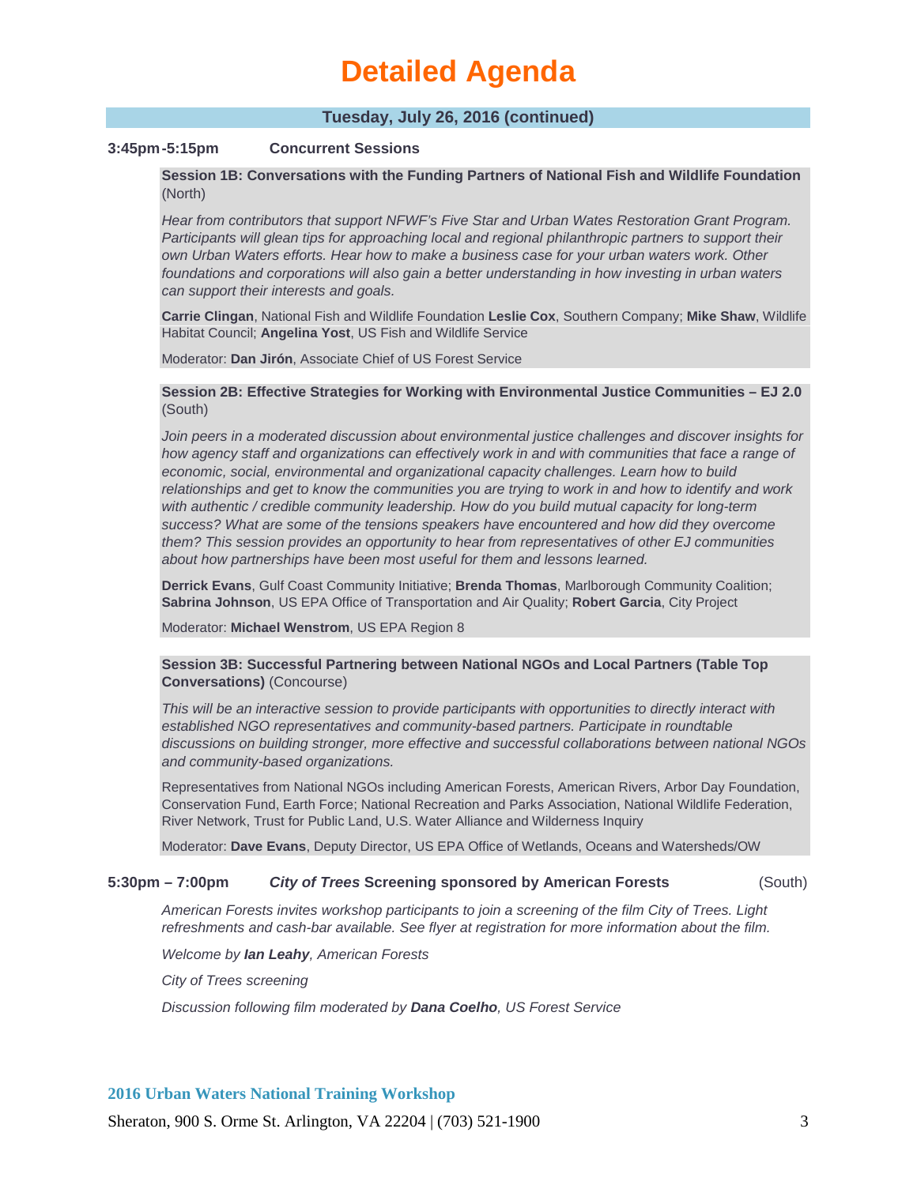# Detailed Agenda

## Tuesday, July 26, 2016 (continued)

**3:45pm-5:15pm Concurrent Sessions**

**Session 1B: Conversations with the Funding Partners of National Fish and Wildlife Foundation** (North)

*Hear from contributors that support NFWF's Five Star and Urban Wates Restoration Grant Program. Participants will glean tips for approaching local and regional philanthropic partners to support their own Urban Waters efforts. Hear how to make a business case for your urban waters work. Other foundations and corporations will also gain a better understanding in how investing in urban waters can support their interests and goals.*

**Carrie Clingan**, National Fish and Wildlife Foundation **Leslie Cox**, Southern Company; **Mike Shaw**, Wildlife Habitat Council; **Angelina Yost**, US Fish and Wildlife Service

Moderator: **Dan Jirón**, Associate Chief of US Forest Service

**Session 2B: Effective Strategies for Working with Environmental Justice Communities – EJ 2.0** (South)

*Join peers in a moderated discussion about environmental justice challenges and discover insights for how agency staff and organizations can effectively work in and with communities that face a range of economic, social, environmental and organizational capacity challenges. Learn how to build relationships and get to know the communities you are trying to work in and how to identify and work with authentic / credible community leadership. How do you build mutual capacity for long-term success? What are some of the tensions speakers have encountered and how did they overcome them? This session provides an opportunity to hear from representatives of other EJ communities about how partnerships have been most useful for them and lessons learned.*

**Derrick Evans**, Gulf Coast Community Initiative; **Brenda Thomas**, Marlborough Community Coalition; **Sabrina Johnson**, US EPA Office of Transportation and Air Quality; **Robert Garcia**, City Project

Moderator: **Michael Wenstrom**, US EPA Region 8

**Session 3B: Successful Partnering between National NGOs and Local Partners (Table Top Conversations)** (Concourse)

*This will be an interactive session to provide participants with opportunities to directly interact with established NGO representatives and community-based partners. Participate in roundtable discussions on building stronger, more effective and successful collaborations between national NGOs and community-based organizations.*

Representatives from National NGOs including American Forests, American Rivers, Arbor Day Foundation, Conservation Fund, Earth Force; National Recreation and Parks Association, National Wildlife Federation, River Network, Trust for Public Land, U.S. Water Alliance and Wilderness Inquiry

Moderator: **Dave Evans**, Deputy Director, US EPA Office of Wetlands, Oceans and Watersheds/OW

**5:30pm – 7:00pm** ***City of Trees*** **Screening sponsored by American Forests** (South)

*American Forests invites workshop participants to join a screening of the film City of Trees. Light refreshments and cash-bar available. See flyer at registration for more information about the film.*

*Welcome by **Ian Leahy**, American Forests*

*City of Trees screening*

*Discussion following film moderated by **Dana Coelho**, US Forest Service*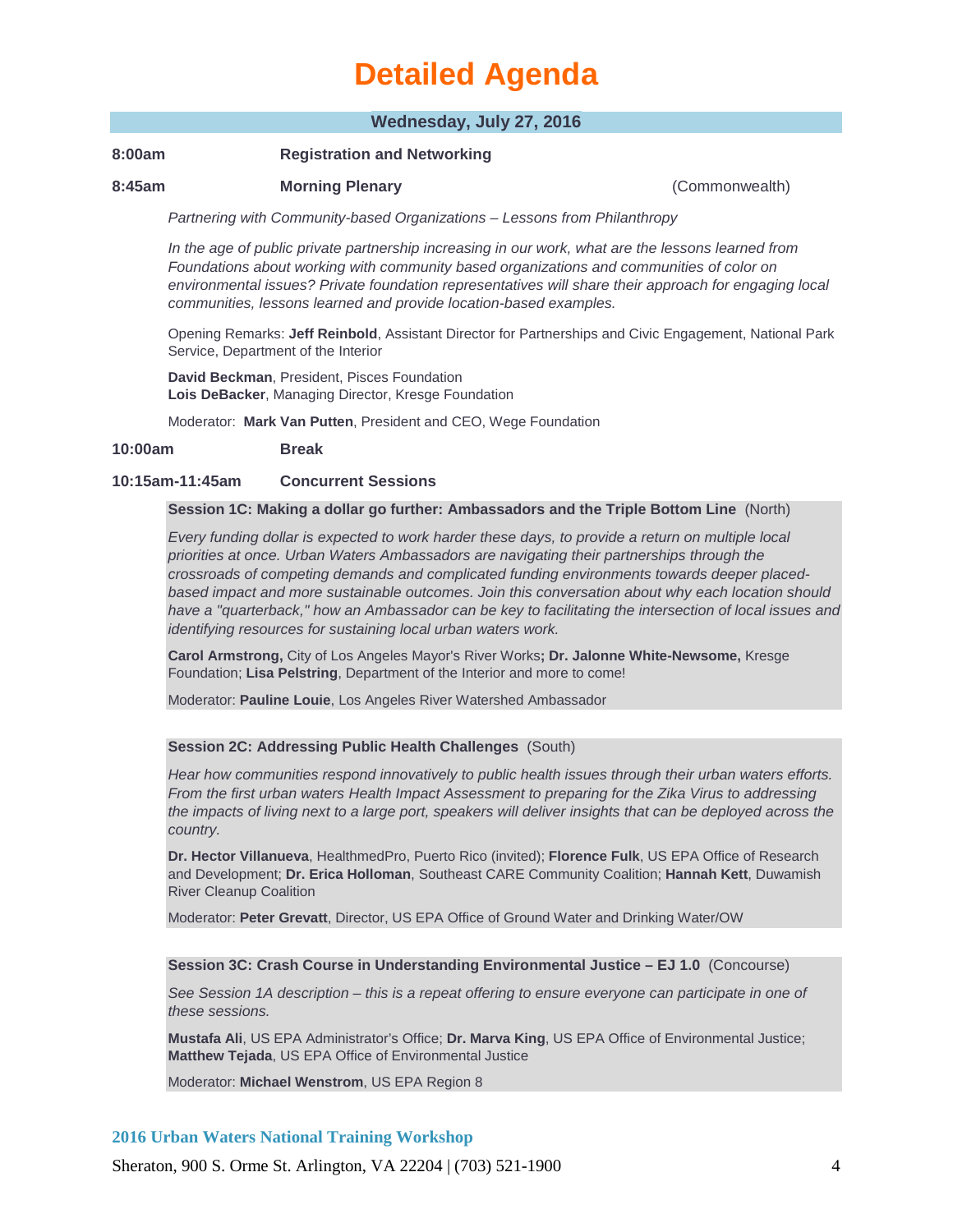# Detailed Agenda

## Wednesday, July 27, 2016

**8:00am** **Registration and Networking**

**8:45am** **Morning Plenary** (Commonwealth)

*Partnering with Community-based Organizations – Lessons from Philanthropy*

*In the age of public private partnership increasing in our work, what are the lessons learned from Foundations about working with community based organizations and communities of color on environmental issues? Private foundation representatives will share their approach for engaging local communities, lessons learned and provide location-based examples.*

Opening Remarks: **Jeff Reinbold**, Assistant Director for Partnerships and Civic Engagement, National Park Service, Department of the Interior

**David Beckman**, President, Pisces Foundation
**Lois DeBacker**, Managing Director, Kresge Foundation

Moderator: **Mark Van Putten**, President and CEO, Wege Foundation

**10:00am** **Break**

**10:15am-11:45am** **Concurrent Sessions**

**Session 1C: Making a dollar go further: Ambassadors and the Triple Bottom Line** (North)

*Every funding dollar is expected to work harder these days, to provide a return on multiple local priorities at once. Urban Waters Ambassadors are navigating their partnerships through the crossroads of competing demands and complicated funding environments towards deeper placed-based impact and more sustainable outcomes. Join this conversation about why each location should have a "quarterback," how an Ambassador can be key to facilitating the intersection of local issues and identifying resources for sustaining local urban waters work.*

**Carol Armstrong,** City of Los Angeles Mayor's River Works**; Dr. Jalonne White-Newsome,** Kresge Foundation; **Lisa Pelstring**, Department of the Interior and more to come!

Moderator: **Pauline Louie**, Los Angeles River Watershed Ambassador

**Session 2C: Addressing Public Health Challenges** (South)

*Hear how communities respond innovatively to public health issues through their urban waters efforts. From the first urban waters Health Impact Assessment to preparing for the Zika Virus to addressing the impacts of living next to a large port, speakers will deliver insights that can be deployed across the country.*

**Dr. Hector Villanueva**, HealthmedPro, Puerto Rico (invited); **Florence Fulk**, US EPA Office of Research and Development; **Dr. Erica Holloman**, Southeast CARE Community Coalition; **Hannah Kett**, Duwamish River Cleanup Coalition

Moderator: **Peter Grevatt**, Director, US EPA Office of Ground Water and Drinking Water/OW

**Session 3C: Crash Course in Understanding Environmental Justice – EJ 1.0** (Concourse)

*See Session 1A description – this is a repeat offering to ensure everyone can participate in one of these sessions.*

**Mustafa Ali**, US EPA Administrator's Office; **Dr. Marva King**, US EPA Office of Environmental Justice; **Matthew Tejada**, US EPA Office of Environmental Justice

Moderator: **Michael Wenstrom**, US EPA Region 8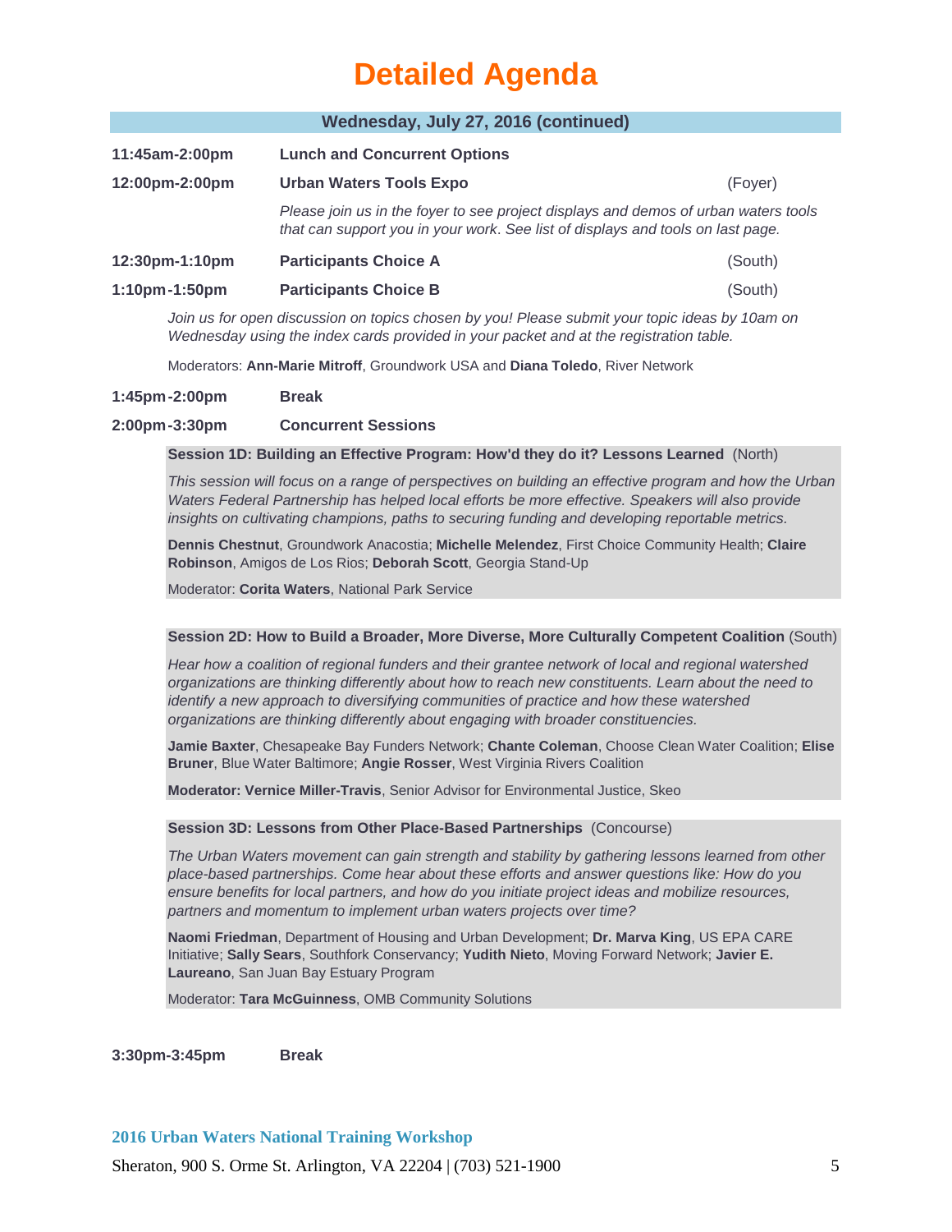# Detailed Agenda

## Wednesday, July 27, 2016 (continued)

**11:45am-2:00pm** **Lunch and Concurrent Options**

**12:00pm-2:00pm** **Urban Waters Tools Expo** (Foyer)

*Please join us in the foyer to see project displays and demos of urban waters tools that can support you in your work. See list of displays and tools on last page.*

**12:30pm-1:10pm** **Participants Choice A** (South)

**1:10pm-1:50pm** **Participants Choice B** (South)

*Join us for open discussion on topics chosen by you! Please submit your topic ideas by 10am on Wednesday using the index cards provided in your packet and at the registration table.*

Moderators: **Ann-Marie Mitroff**, Groundwork USA and **Diana Toledo**, River Network

**1:45pm-2:00pm** **Break**

**2:00pm-3:30pm** **Concurrent Sessions**

**Session 1D: Building an Effective Program: How'd they do it? Lessons Learned** (North)

*This session will focus on a range of perspectives on building an effective program and how the Urban Waters Federal Partnership has helped local efforts be more effective. Speakers will also provide insights on cultivating champions, paths to securing funding and developing reportable metrics.*

**Dennis Chestnut**, Groundwork Anacostia; **Michelle Melendez**, First Choice Community Health; **Claire Robinson**, Amigos de Los Rios; **Deborah Scott**, Georgia Stand-Up

Moderator: **Corita Waters**, National Park Service

**Session 2D: How to Build a Broader, More Diverse, More Culturally Competent Coalition** (South)

*Hear how a coalition of regional funders and their grantee network of local and regional watershed organizations are thinking differently about how to reach new constituents. Learn about the need to identify a new approach to diversifying communities of practice and how these watershed organizations are thinking differently about engaging with broader constituencies.*

**Jamie Baxter**, Chesapeake Bay Funders Network; **Chante Coleman**, Choose Clean Water Coalition; **Elise Bruner**, Blue Water Baltimore; **Angie Rosser**, West Virginia Rivers Coalition

**Moderator: Vernice Miller-Travis**, Senior Advisor for Environmental Justice, Skeo

**Session 3D: Lessons from Other Place-Based Partnerships** (Concourse)

*The Urban Waters movement can gain strength and stability by gathering lessons learned from other place-based partnerships. Come hear about these efforts and answer questions like: How do you ensure benefits for local partners, and how do you initiate project ideas and mobilize resources, partners and momentum to implement urban waters projects over time?*

**Naomi Friedman**, Department of Housing and Urban Development; **Dr. Marva King**, US EPA CARE Initiative; **Sally Sears**, Southfork Conservancy; **Yudith Nieto**, Moving Forward Network; **Javier E. Laureano**, San Juan Bay Estuary Program

Moderator: **Tara McGuinness**, OMB Community Solutions

**3:30pm-3:45pm** **Break**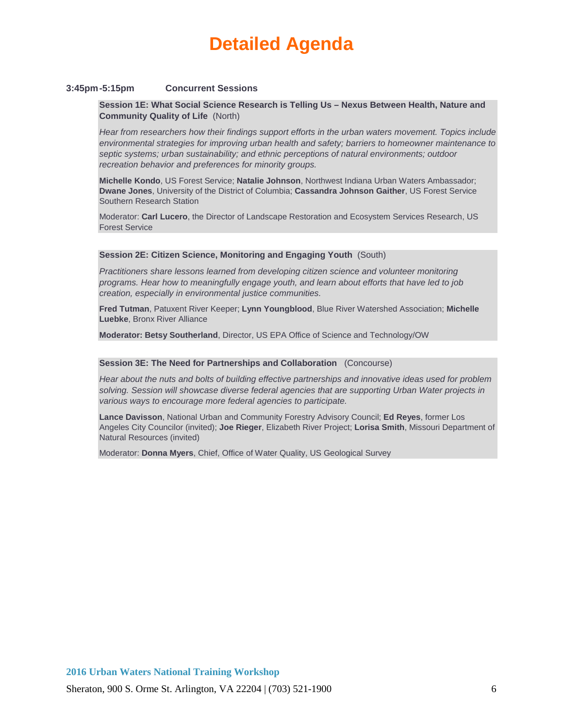# Detailed Agenda

**3:45pm-5:15pm Concurrent Sessions**

**Session 1E: What Social Science Research is Telling Us – Nexus Between Health, Nature and Community Quality of Life** (North)

*Hear from researchers how their findings support efforts in the urban waters movement. Topics include environmental strategies for improving urban health and safety; barriers to homeowner maintenance to septic systems; urban sustainability; and ethnic perceptions of natural environments; outdoor recreation behavior and preferences for minority groups.*

**Michelle Kondo**, US Forest Service; **Natalie Johnson**, Northwest Indiana Urban Waters Ambassador; **Dwane Jones**, University of the District of Columbia; **Cassandra Johnson Gaither**, US Forest Service Southern Research Station

Moderator: **Carl Lucero**, the Director of Landscape Restoration and Ecosystem Services Research, US Forest Service

**Session 2E: Citizen Science, Monitoring and Engaging Youth** (South)

*Practitioners share lessons learned from developing citizen science and volunteer monitoring programs. Hear how to meaningfully engage youth, and learn about efforts that have led to job creation, especially in environmental justice communities.*

**Fred Tutman**, Patuxent River Keeper; **Lynn Youngblood**, Blue River Watershed Association; **Michelle Luebke**, Bronx River Alliance

**Moderator: Betsy Southerland**, Director, US EPA Office of Science and Technology/OW

**Session 3E: The Need for Partnerships and Collaboration** (Concourse)

*Hear about the nuts and bolts of building effective partnerships and innovative ideas used for problem solving. Session will showcase diverse federal agencies that are supporting Urban Water projects in various ways to encourage more federal agencies to participate.*

**Lance Davisson**, National Urban and Community Forestry Advisory Council; **Ed Reyes**, former Los Angeles City Councilor (invited); **Joe Rieger**, Elizabeth River Project; **Lorisa Smith**, Missouri Department of Natural Resources (invited)

Moderator: **Donna Myers**, Chief, Office of Water Quality, US Geological Survey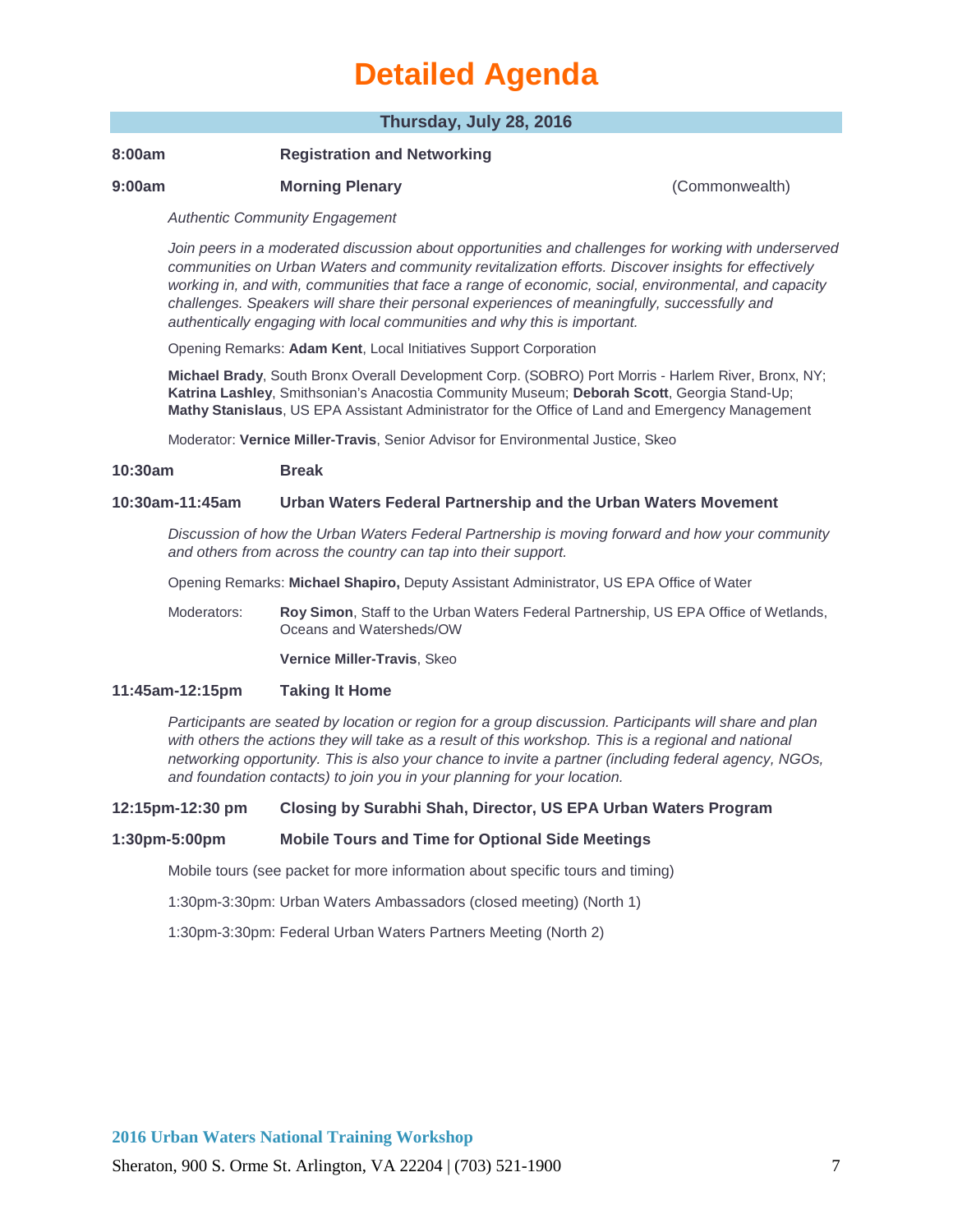# Detailed Agenda

## Thursday, July 28, 2016

**8:00am** **Registration and Networking**

**9:00am** **Morning Plenary** (Commonwealth)

*Authentic Community Engagement*

*Join peers in a moderated discussion about opportunities and challenges for working with underserved communities on Urban Waters and community revitalization efforts. Discover insights for effectively working in, and with, communities that face a range of economic, social, environmental, and capacity challenges. Speakers will share their personal experiences of meaningfully, successfully and authentically engaging with local communities and why this is important.*

Opening Remarks: **Adam Kent**, Local Initiatives Support Corporation

**Michael Brady**, South Bronx Overall Development Corp. (SOBRO) Port Morris - Harlem River, Bronx, NY; **Katrina Lashley**, Smithsonian's Anacostia Community Museum; **Deborah Scott**, Georgia Stand-Up; **Mathy Stanislaus**, US EPA Assistant Administrator for the Office of Land and Emergency Management

Moderator: **Vernice Miller-Travis**, Senior Advisor for Environmental Justice, Skeo

**10:30am** **Break**

**10:30am-11:45am** **Urban Waters Federal Partnership and the Urban Waters Movement**

*Discussion of how the Urban Waters Federal Partnership is moving forward and how your community and others from across the country can tap into their support.*

Opening Remarks: **Michael Shapiro,** Deputy Assistant Administrator, US EPA Office of Water

Moderators: **Roy Simon**, Staff to the Urban Waters Federal Partnership, US EPA Office of Wetlands, Oceans and Watersheds/OW

**Vernice Miller-Travis**, Skeo

**11:45am-12:15pm** **Taking It Home**

*Participants are seated by location or region for a group discussion. Participants will share and plan with others the actions they will take as a result of this workshop. This is a regional and national networking opportunity. This is also your chance to invite a partner (including federal agency, NGOs, and foundation contacts) to join you in your planning for your location.*

**12:15pm-12:30 pm** **Closing by Surabhi Shah, Director, US EPA Urban Waters Program**

**1:30pm-5:00pm** **Mobile Tours and Time for Optional Side Meetings**

Mobile tours (see packet for more information about specific tours and timing)

1:30pm-3:30pm: Urban Waters Ambassadors (closed meeting) (North 1)

1:30pm-3:30pm: Federal Urban Waters Partners Meeting (North 2)